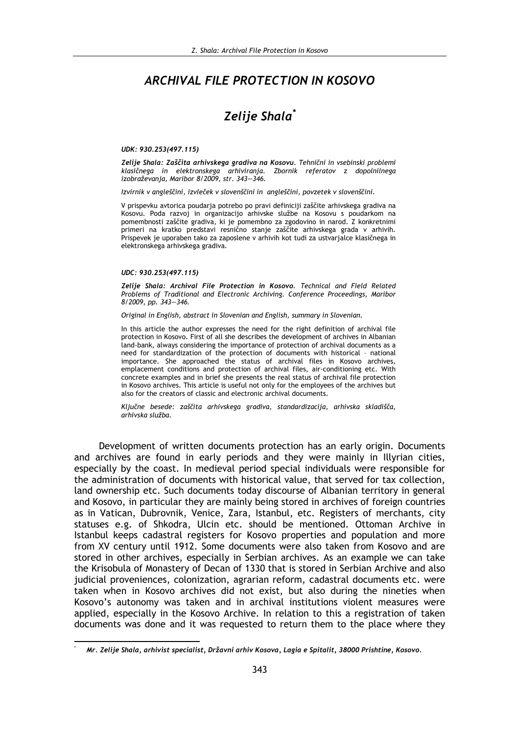# ARCHIVAL FILE PROTECTION IN KOSOVO

## Zelije Shala*

*UDK: 930.253(497.115)*

***Zelije Shala: Zaščita arhivskega gradiva na Kosovu.** Tehnični in vsebinski problemi klasičnega in elektronskega arhiviranja. Zbornik referatov z dopolnilnega izobraževanja, Maribor 8/2009, str. 343—346.*

*Izvirnik v angleščini, izvleček v slovenščini in angleščini, povzetek v slovenščini.*

V prispevku avtorica poudarja potrebo po pravi definiciji zaščite arhivskega gradiva na Kosovu. Poda razvoj in organizacijo arhivske službe na Kosovu s poudarkom na pomembnosti zaščite gradiva, ki je pomembno za zgodovino in narod. Z konkretnimi primeri na kratko predstavi resnično stanje zaščite arhivskega grada v arhivih. Prispevek je uporaben tako za zaposlene v arhivih kot tudi za ustvarjalce klasičnega in elektronskega arhivskega gradiva.

*UDC: 930.253(497.115)*

***Zelije Shala: Archival File Protection in Kosovo.** Technical and Field Related Problems of Traditional and Electronic Archiving. Conference Proceedings, Maribor 8/2009, pp. 343—346.*

*Original in English, abstract in Slovenian and English, summary in Slovenian.*

In this article the author expresses the need for the right definition of archival file protection in Kosovo. First of all she describes the development of archives in Albanian land-bank, always considering the importance of protection of archival documents as a need for standardization of the protection of documents with historical – national importance. She approached the status of archival files in Kosovo archives, emplacement conditions and protection of archival files, air-conditioning etc. With concrete examples and in brief she presents the real status of archival file protection in Kosovo archives. This article is useful not only for the employees of the archives but also for the creators of classic and electronic archival documents.

*Ključne besede: zaščita arhivskega gradiva, standardizacija, arhivska skladišča, arhivska služba.*

Development of written documents protection has an early origin. Documents and archives are found in early periods and they were mainly in Illyrian cities, especially by the coast. In medieval period special individuals were responsible for the administration of documents with historical value, that served for tax collection, land ownership etc. Such documents today discourse of Albanian territory in general and Kosovo, in particular they are mainly being stored in archives of foreign countries as in Vatican, Dubrovnik, Venice, Zara, Istanbul, etc. Registers of merchants, city statuses e.g. of Shkodra, Ulcin etc. should be mentioned. Ottoman Archive in Istanbul keeps cadastral registers for Kosovo properties and population and more from XV century until 1912. Some documents were also taken from Kosovo and are stored in other archives, especially in Serbian archives. As an example we can take the Krisobula of Monastery of Decan of 1330 that is stored in Serbian Archive and also judicial proveniences, colonization, agrarian reform, cadastral documents etc. were taken when in Kosovo archives did not exist, but also during the nineties when Kosovo's autonomy was taken and in archival institutions violent measures were applied, especially in the Kosovo Archive. In relation to this a registration of taken documents was done and it was requested to return them to the place where they

---

\* *Mr. Zelije Shala, arhivist specialist, Državni arhiv Kosova, Lagja e Spitalit, 38000 Prishtine, Kosovo.*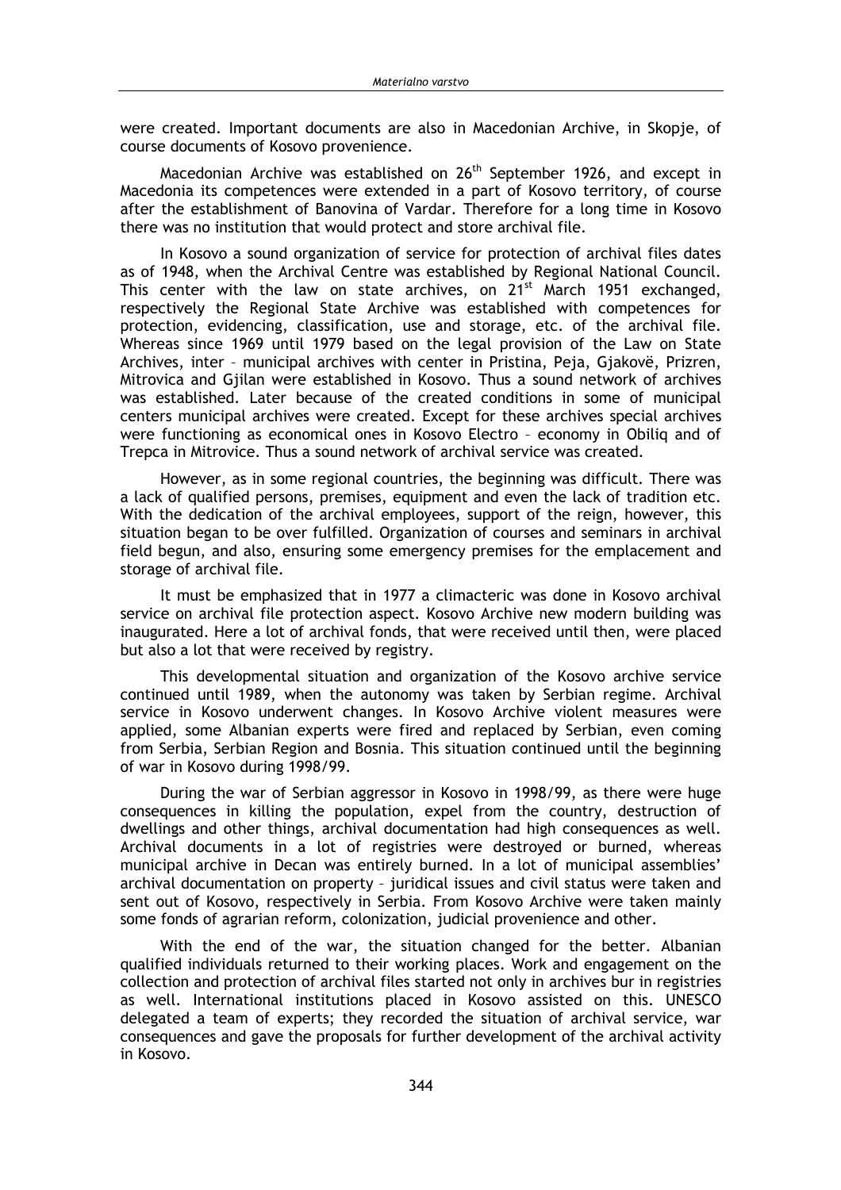were created. Important documents are also in Macedonian Archive, in Skopje, of course documents of Kosovo provenience.

Macedonian Archive was established on 26th September 1926, and except in Macedonia its competences were extended in a part of Kosovo territory, of course after the establishment of Banovina of Vardar. Therefore for a long time in Kosovo there was no institution that would protect and store archival file.

In Kosovo a sound organization of service for protection of archival files dates as of 1948, when the Archival Centre was established by Regional National Council. This center with the law on state archives, on 21st March 1951 exchanged, respectively the Regional State Archive was established with competences for protection, evidencing, classification, use and storage, etc. of the archival file. Whereas since 1969 until 1979 based on the legal provision of the Law on State Archives, inter – municipal archives with center in Pristina, Peja, Gjakovë, Prizren, Mitrovica and Gjilan were established in Kosovo. Thus a sound network of archives was established. Later because of the created conditions in some of municipal centers municipal archives were created. Except for these archives special archives were functioning as economical ones in Kosovo Electro – economy in Obiliq and of Trepca in Mitrovice. Thus a sound network of archival service was created.

However, as in some regional countries, the beginning was difficult. There was a lack of qualified persons, premises, equipment and even the lack of tradition etc. With the dedication of the archival employees, support of the reign, however, this situation began to be over fulfilled. Organization of courses and seminars in archival field begun, and also, ensuring some emergency premises for the emplacement and storage of archival file.

It must be emphasized that in 1977 a climacteric was done in Kosovo archival service on archival file protection aspect. Kosovo Archive new modern building was inaugurated. Here a lot of archival fonds, that were received until then, were placed but also a lot that were received by registry.

This developmental situation and organization of the Kosovo archive service continued until 1989, when the autonomy was taken by Serbian regime. Archival service in Kosovo underwent changes. In Kosovo Archive violent measures were applied, some Albanian experts were fired and replaced by Serbian, even coming from Serbia, Serbian Region and Bosnia. This situation continued until the beginning of war in Kosovo during 1998/99.

During the war of Serbian aggressor in Kosovo in 1998/99, as there were huge consequences in killing the population, expel from the country, destruction of dwellings and other things, archival documentation had high consequences as well. Archival documents in a lot of registries were destroyed or burned, whereas municipal archive in Decan was entirely burned. In a lot of municipal assemblies' archival documentation on property – juridical issues and civil status were taken and sent out of Kosovo, respectively in Serbia. From Kosovo Archive were taken mainly some fonds of agrarian reform, colonization, judicial provenience and other.

With the end of the war, the situation changed for the better. Albanian qualified individuals returned to their working places. Work and engagement on the collection and protection of archival files started not only in archives bur in registries as well. International institutions placed in Kosovo assisted on this. UNESCO delegated a team of experts; they recorded the situation of archival service, war consequences and gave the proposals for further development of the archival activity in Kosovo.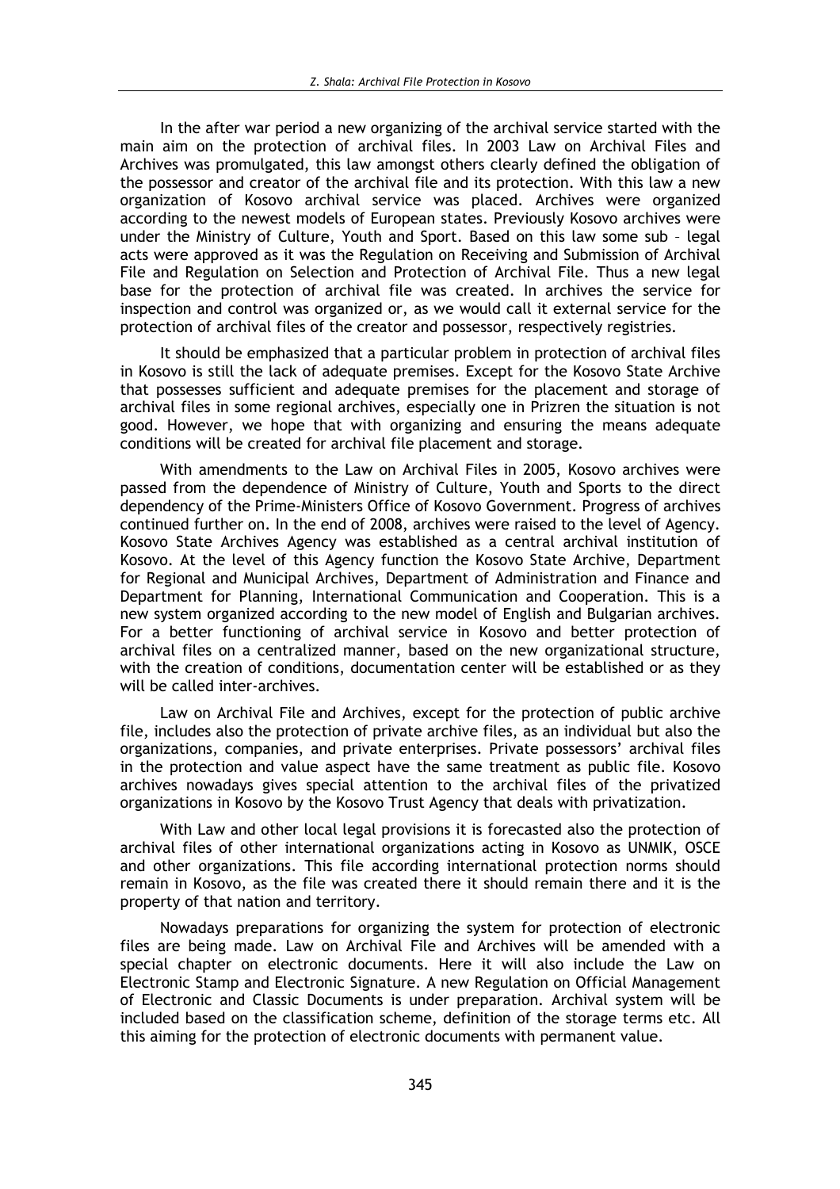In the after war period a new organizing of the archival service started with the main aim on the protection of archival files. In 2003 Law on Archival Files and Archives was promulgated, this law amongst others clearly defined the obligation of the possessor and creator of the archival file and its protection. With this law a new organization of Kosovo archival service was placed. Archives were organized according to the newest models of European states. Previously Kosovo archives were under the Ministry of Culture, Youth and Sport. Based on this law some sub – legal acts were approved as it was the Regulation on Receiving and Submission of Archival File and Regulation on Selection and Protection of Archival File. Thus a new legal base for the protection of archival file was created. In archives the service for inspection and control was organized or, as we would call it external service for the protection of archival files of the creator and possessor, respectively registries.

It should be emphasized that a particular problem in protection of archival files in Kosovo is still the lack of adequate premises. Except for the Kosovo State Archive that possesses sufficient and adequate premises for the placement and storage of archival files in some regional archives, especially one in Prizren the situation is not good. However, we hope that with organizing and ensuring the means adequate conditions will be created for archival file placement and storage.

With amendments to the Law on Archival Files in 2005, Kosovo archives were passed from the dependence of Ministry of Culture, Youth and Sports to the direct dependency of the Prime-Ministers Office of Kosovo Government. Progress of archives continued further on. In the end of 2008, archives were raised to the level of Agency. Kosovo State Archives Agency was established as a central archival institution of Kosovo. At the level of this Agency function the Kosovo State Archive, Department for Regional and Municipal Archives, Department of Administration and Finance and Department for Planning, International Communication and Cooperation. This is a new system organized according to the new model of English and Bulgarian archives. For a better functioning of archival service in Kosovo and better protection of archival files on a centralized manner, based on the new organizational structure, with the creation of conditions, documentation center will be established or as they will be called inter-archives.

Law on Archival File and Archives, except for the protection of public archive file, includes also the protection of private archive files, as an individual but also the organizations, companies, and private enterprises. Private possessors' archival files in the protection and value aspect have the same treatment as public file. Kosovo archives nowadays gives special attention to the archival files of the privatized organizations in Kosovo by the Kosovo Trust Agency that deals with privatization.

With Law and other local legal provisions it is forecasted also the protection of archival files of other international organizations acting in Kosovo as UNMIK, OSCE and other organizations. This file according international protection norms should remain in Kosovo, as the file was created there it should remain there and it is the property of that nation and territory.

Nowadays preparations for organizing the system for protection of electronic files are being made. Law on Archival File and Archives will be amended with a special chapter on electronic documents. Here it will also include the Law on Electronic Stamp and Electronic Signature. A new Regulation on Official Management of Electronic and Classic Documents is under preparation. Archival system will be included based on the classification scheme, definition of the storage terms etc. All this aiming for the protection of electronic documents with permanent value.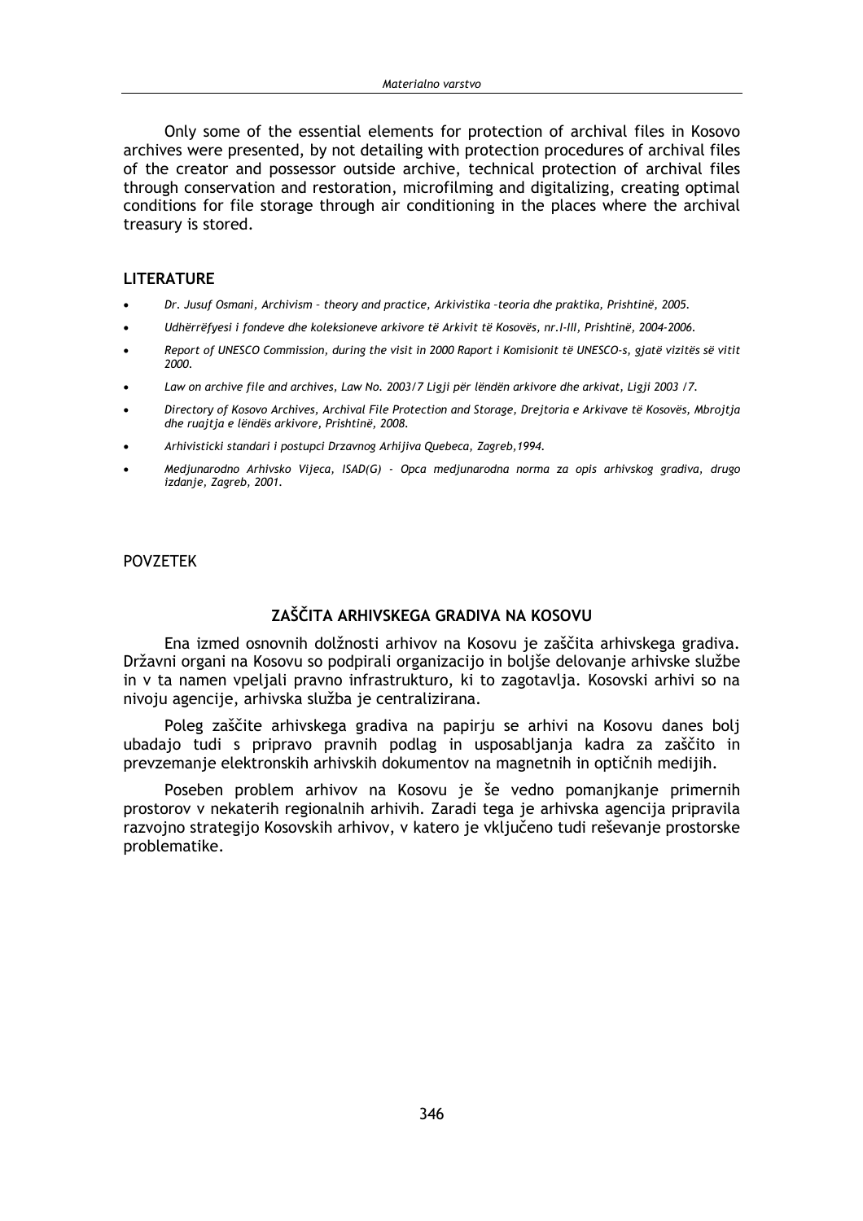Only some of the essential elements for protection of archival files in Kosovo archives were presented, by not detailing with protection procedures of archival files of the creator and possessor outside archive, technical protection of archival files through conservation and restoration, microfilming and digitalizing, creating optimal conditions for file storage through air conditioning in the places where the archival treasury is stored.

## LITERATURE

- *Dr. Jusuf Osmani, Archivism – theory and practice, Arkivistika –teoria dhe praktika, Prishtinë, 2005.*
- *Udhërrëfyesi i fondeve dhe koleksioneve arkivore të Arkivit të Kosovës, nr.I-III, Prishtinë, 2004-2006.*
- *Report of UNESCO Commission, during the visit in 2000 Raport i Komisionit të UNESCO-s, gjatë vizitës së vitit 2000.*
- *Law on archive file and archives, Law No. 2003/7 Ligji për lëndën arkivore dhe arkivat, Ligji 2003 /7.*
- *Directory of Kosovo Archives, Archival File Protection and Storage, Drejtoria e Arkivave të Kosovës, Mbrojtja dhe ruajtja e lëndës arkivore, Prishtinë, 2008.*
- *Arhivisticki standari i postupci Drzavnog Arhijiva Quebeca, Zagreb,1994.*
- *Medjunarodno Arhivsko Vijeca, ISAD(G) - Opca medjunarodna norma za opis arhivskog gradiva, drugo izdanje, Zagreb, 2001.*

POVZETEK

## ZAŠČITA ARHIVSKEGA GRADIVA NA KOSOVU

Ena izmed osnovnih dolžnosti arhivov na Kosovu je zaščita arhivskega gradiva. Državni organi na Kosovu so podpirali organizacijo in boljše delovanje arhivske službe in v ta namen vpeljali pravno infrastrukturo, ki to zagotavlja. Kosovski arhivi so na nivoju agencije, arhivska služba je centralizirana.

Poleg zaščite arhivskega gradiva na papirju se arhivi na Kosovu danes bolj ubadajo tudi s pripravo pravnih podlag in usposabljanja kadra za zaščito in prevzemanje elektronskih arhivskih dokumentov na magnetnih in optičnih medijih.

Poseben problem arhivov na Kosovu je še vedno pomanjkanje primernih prostorov v nekaterih regionalnih arhivih. Zaradi tega je arhivska agencija pripravila razvojno strategijo Kosovskih arhivov, v katero je vključeno tudi reševanje prostorske problematike.